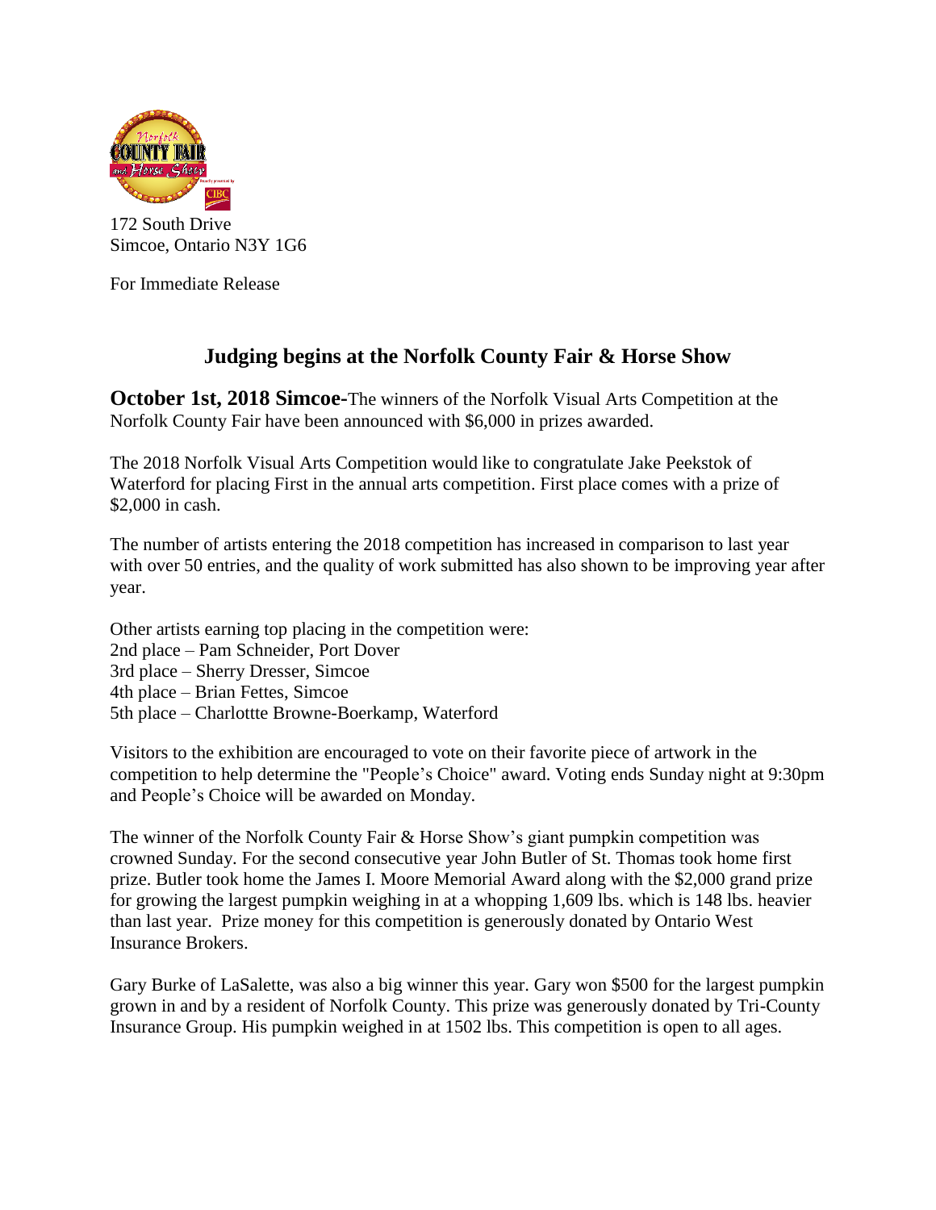172 South Drive
Simcoe, Ontario N3Y 1G6

For Immediate Release

## Judging begins at the Norfolk County Fair & Horse Show

**October 1st, 2018 Simcoe-**The winners of the Norfolk Visual Arts Competition at the Norfolk County Fair have been announced with $6,000 in prizes awarded.

The 2018 Norfolk Visual Arts Competition would like to congratulate Jake Peekstok of Waterford for placing First in the annual arts competition. First place comes with a prize of $2,000 in cash.

The number of artists entering the 2018 competition has increased in comparison to last year with over 50 entries, and the quality of work submitted has also shown to be improving year after year.

Other artists earning top placing in the competition were:
2nd place – Pam Schneider, Port Dover
3rd place – Sherry Dresser, Simcoe
4th place – Brian Fettes, Simcoe
5th place – Charlottte Browne-Boerkamp, Waterford

Visitors to the exhibition are encouraged to vote on their favorite piece of artwork in the competition to help determine the "People's Choice" award. Voting ends Sunday night at 9:30pm and People's Choice will be awarded on Monday.

The winner of the Norfolk County Fair & Horse Show's giant pumpkin competition was crowned Sunday. For the second consecutive year John Butler of St. Thomas took home first prize. Butler took home the James I. Moore Memorial Award along with the $2,000 grand prize for growing the largest pumpkin weighing in at a whopping 1,609 lbs. which is 148 lbs. heavier than last year. Prize money for this competition is generously donated by Ontario West Insurance Brokers.

Gary Burke of LaSalette, was also a big winner this year. Gary won $500 for the largest pumpkin grown in and by a resident of Norfolk County. This prize was generously donated by Tri-County Insurance Group. His pumpkin weighed in at 1502 lbs. This competition is open to all ages.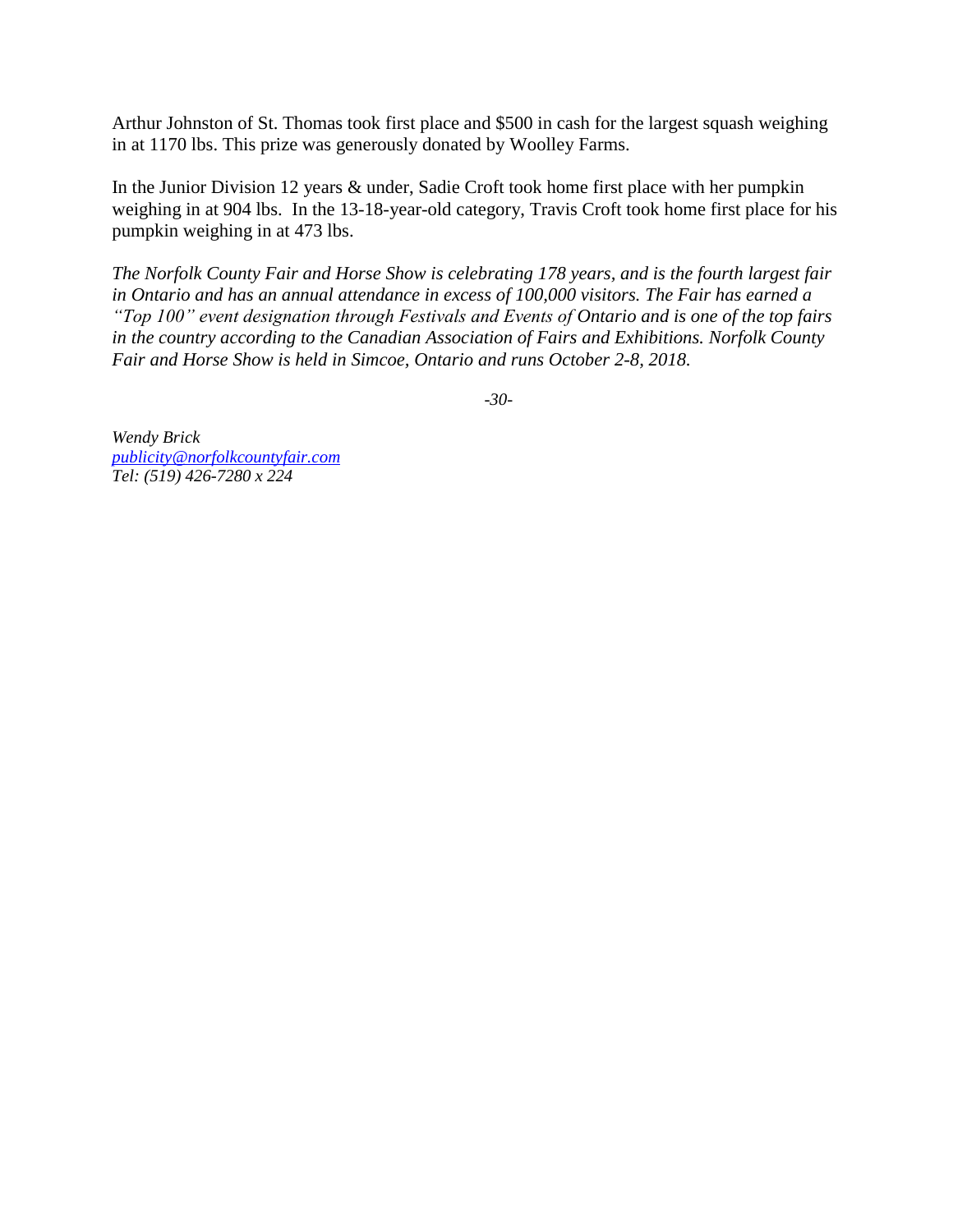Arthur Johnston of St. Thomas took first place and $500 in cash for the largest squash weighing in at 1170 lbs. This prize was generously donated by Woolley Farms.

In the Junior Division 12 years & under, Sadie Croft took home first place with her pumpkin weighing in at 904 lbs. In the 13-18-year-old category, Travis Croft took home first place for his pumpkin weighing in at 473 lbs.

*The Norfolk County Fair and Horse Show is celebrating 178 years, and is the fourth largest fair in Ontario and has an annual attendance in excess of 100,000 visitors. The Fair has earned a "Top 100" event designation through Festivals and Events of Ontario and is one of the top fairs in the country according to the Canadian Association of Fairs and Exhibitions. Norfolk County Fair and Horse Show is held in Simcoe, Ontario and runs October 2-8, 2018.*

*-30-*

*Wendy Brick*
*publicity@norfolkcountyfair.com*
*Tel: (519) 426-7280 x 224*